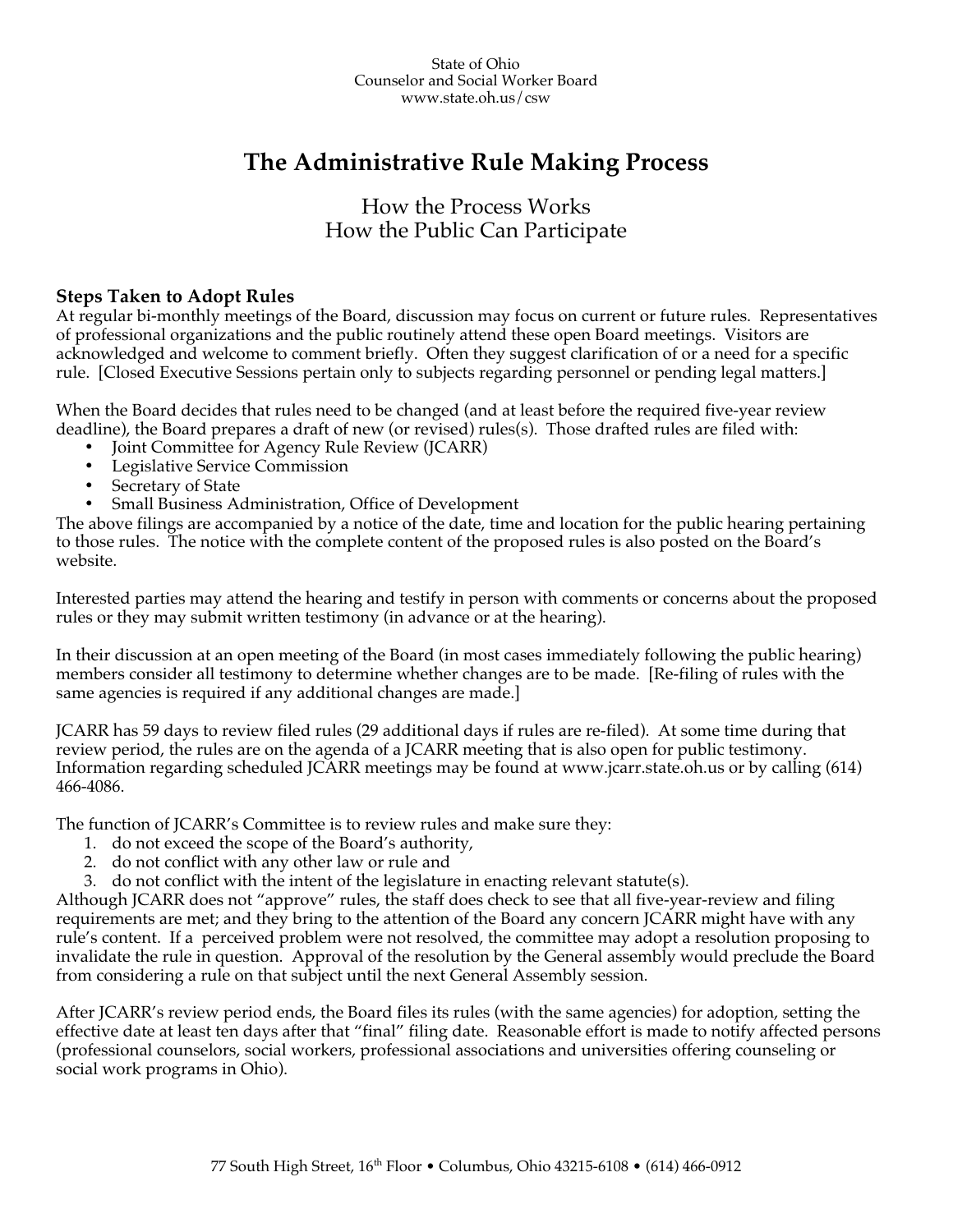State of Ohio
Counselor and Social Worker Board
www.state.oh.us/csw

# The Administrative Rule Making Process

## How the Process Works
## How the Public Can Participate

### Steps Taken to Adopt Rules

At regular bi-monthly meetings of the Board, discussion may focus on current or future rules. Representatives of professional organizations and the public routinely attend these open Board meetings. Visitors are acknowledged and welcome to comment briefly. Often they suggest clarification of or a need for a specific rule. [Closed Executive Sessions pertain only to subjects regarding personnel or pending legal matters.]

When the Board decides that rules need to be changed (and at least before the required five-year review deadline), the Board prepares a draft of new (or revised) rules(s). Those drafted rules are filed with:

- Joint Committee for Agency Rule Review (JCARR)
- Legislative Service Commission
- Secretary of State
- Small Business Administration, Office of Development

The above filings are accompanied by a notice of the date, time and location for the public hearing pertaining to those rules. The notice with the complete content of the proposed rules is also posted on the Board's website.

Interested parties may attend the hearing and testify in person with comments or concerns about the proposed rules or they may submit written testimony (in advance or at the hearing).

In their discussion at an open meeting of the Board (in most cases immediately following the public hearing) members consider all testimony to determine whether changes are to be made. [Re-filing of rules with the same agencies is required if any additional changes are made.]

JCARR has 59 days to review filed rules (29 additional days if rules are re-filed). At some time during that review period, the rules are on the agenda of a JCARR meeting that is also open for public testimony. Information regarding scheduled JCARR meetings may be found at www.jcarr.state.oh.us or by calling (614) 466-4086.

The function of JCARR's Committee is to review rules and make sure they:

1. do not exceed the scope of the Board's authority,
2. do not conflict with any other law or rule and
3. do not conflict with the intent of the legislature in enacting relevant statute(s).

Although JCARR does not "approve" rules, the staff does check to see that all five-year-review and filing requirements are met; and they bring to the attention of the Board any concern JCARR might have with any rule's content. If a perceived problem were not resolved, the committee may adopt a resolution proposing to invalidate the rule in question. Approval of the resolution by the General assembly would preclude the Board from considering a rule on that subject until the next General Assembly session.

After JCARR's review period ends, the Board files its rules (with the same agencies) for adoption, setting the effective date at least ten days after that "final" filing date. Reasonable effort is made to notify affected persons (professional counselors, social workers, professional associations and universities offering counseling or social work programs in Ohio).

77 South High Street, 16th Floor • Columbus, Ohio 43215-6108 • (614) 466-0912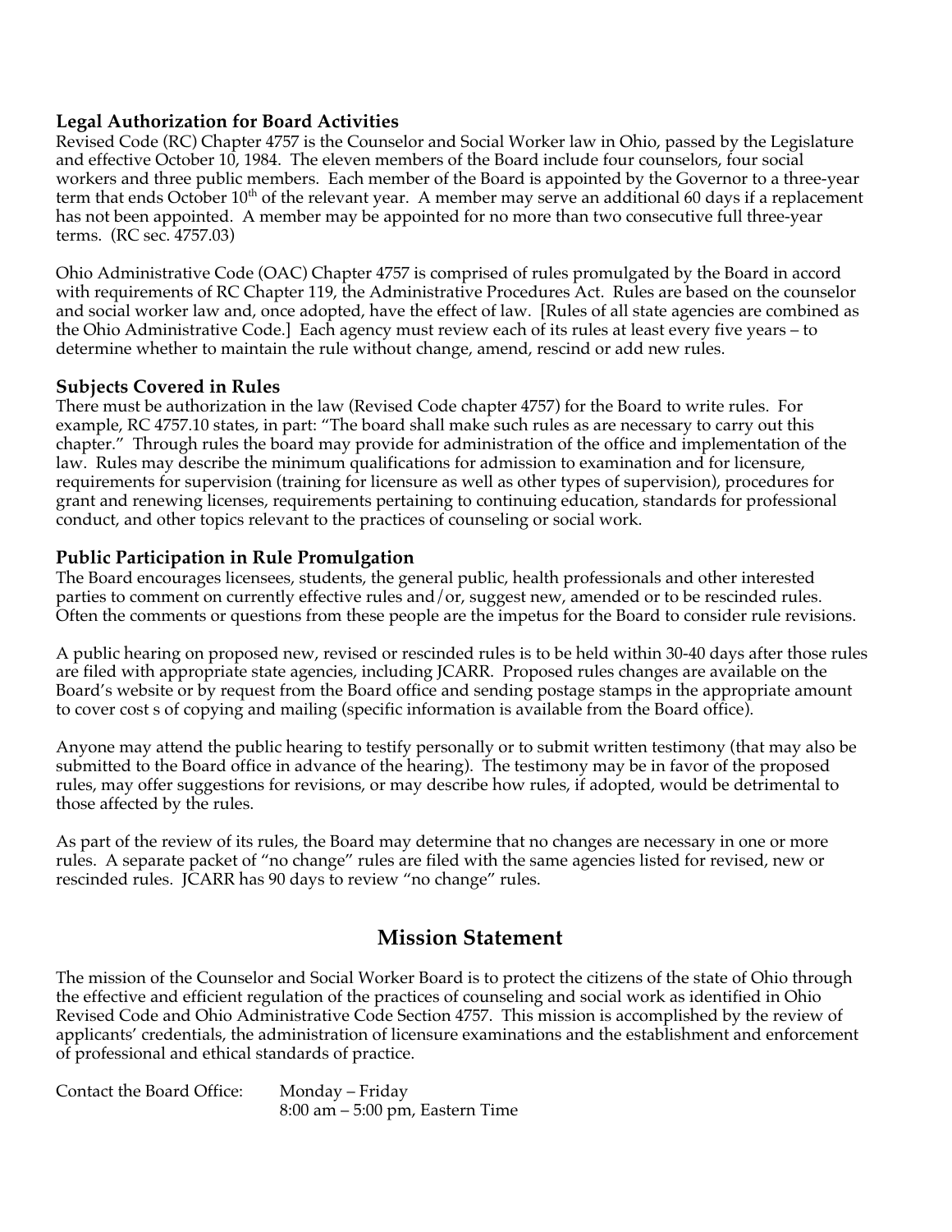### Legal Authorization for Board Activities

Revised Code (RC) Chapter 4757 is the Counselor and Social Worker law in Ohio, passed by the Legislature and effective October 10, 1984. The eleven members of the Board include four counselors, four social workers and three public members. Each member of the Board is appointed by the Governor to a three-year term that ends October 10th of the relevant year. A member may serve an additional 60 days if a replacement has not been appointed. A member may be appointed for no more than two consecutive full three-year terms. (RC sec. 4757.03)

Ohio Administrative Code (OAC) Chapter 4757 is comprised of rules promulgated by the Board in accord with requirements of RC Chapter 119, the Administrative Procedures Act. Rules are based on the counselor and social worker law and, once adopted, have the effect of law. [Rules of all state agencies are combined as the Ohio Administrative Code.] Each agency must review each of its rules at least every five years – to determine whether to maintain the rule without change, amend, rescind or add new rules.

### Subjects Covered in Rules

There must be authorization in the law (Revised Code chapter 4757) for the Board to write rules. For example, RC 4757.10 states, in part: "The board shall make such rules as are necessary to carry out this chapter." Through rules the board may provide for administration of the office and implementation of the law. Rules may describe the minimum qualifications for admission to examination and for licensure, requirements for supervision (training for licensure as well as other types of supervision), procedures for grant and renewing licenses, requirements pertaining to continuing education, standards for professional conduct, and other topics relevant to the practices of counseling or social work.

### Public Participation in Rule Promulgation

The Board encourages licensees, students, the general public, health professionals and other interested parties to comment on currently effective rules and/or, suggest new, amended or to be rescinded rules. Often the comments or questions from these people are the impetus for the Board to consider rule revisions.

A public hearing on proposed new, revised or rescinded rules is to be held within 30-40 days after those rules are filed with appropriate state agencies, including JCARR. Proposed rules changes are available on the Board's website or by request from the Board office and sending postage stamps in the appropriate amount to cover cost s of copying and mailing (specific information is available from the Board office).

Anyone may attend the public hearing to testify personally or to submit written testimony (that may also be submitted to the Board office in advance of the hearing). The testimony may be in favor of the proposed rules, may offer suggestions for revisions, or may describe how rules, if adopted, would be detrimental to those affected by the rules.

As part of the review of its rules, the Board may determine that no changes are necessary in one or more rules. A separate packet of "no change" rules are filed with the same agencies listed for revised, new or rescinded rules. JCARR has 90 days to review "no change" rules.

## Mission Statement

The mission of the Counselor and Social Worker Board is to protect the citizens of the state of Ohio through the effective and efficient regulation of the practices of counseling and social work as identified in Ohio Revised Code and Ohio Administrative Code Section 4757. This mission is accomplished by the review of applicants' credentials, the administration of licensure examinations and the establishment and enforcement of professional and ethical standards of practice.

Contact the Board Office: Monday – Friday
8:00 am – 5:00 pm, Eastern Time